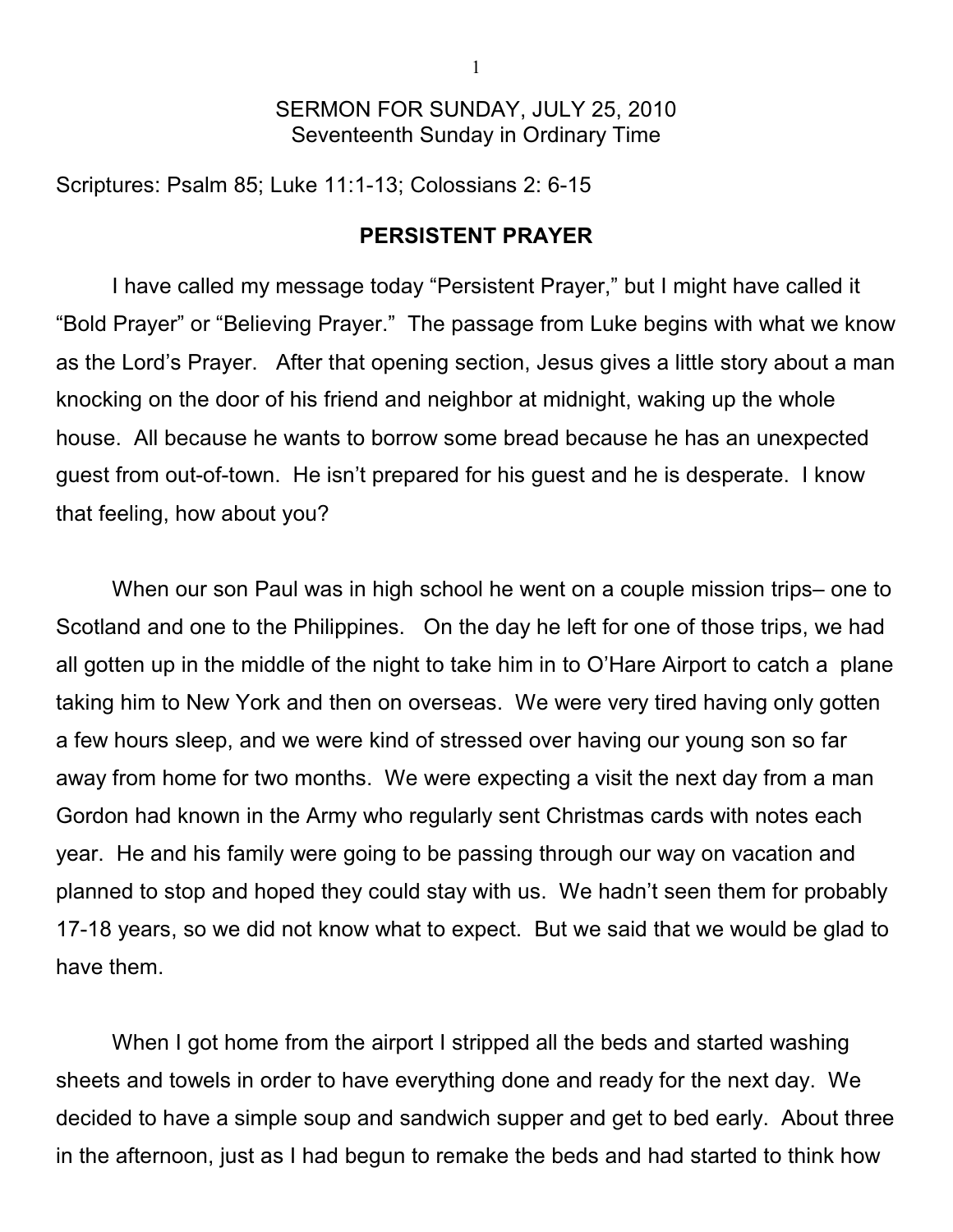SERMON FOR SUNDAY, JULY 25, 2010
Seventeenth Sunday in Ordinary Time

Scriptures: Psalm 85; Luke 11:1-13; Colossians 2: 6-15

## PERSISTENT PRAYER

I have called my message today "Persistent Prayer," but I might have called it "Bold Prayer" or "Believing Prayer." The passage from Luke begins with what we know as the Lord's Prayer. After that opening section, Jesus gives a little story about a man knocking on the door of his friend and neighbor at midnight, waking up the whole house. All because he wants to borrow some bread because he has an unexpected guest from out-of-town. He isn't prepared for his guest and he is desperate. I know that feeling, how about you?

When our son Paul was in high school he went on a couple mission trips– one to Scotland and one to the Philippines. On the day he left for one of those trips, we had all gotten up in the middle of the night to take him in to O'Hare Airport to catch a plane taking him to New York and then on overseas. We were very tired having only gotten a few hours sleep, and we were kind of stressed over having our young son so far away from home for two months. We were expecting a visit the next day from a man Gordon had known in the Army who regularly sent Christmas cards with notes each year. He and his family were going to be passing through our way on vacation and planned to stop and hoped they could stay with us. We hadn't seen them for probably 17-18 years, so we did not know what to expect. But we said that we would be glad to have them.

When I got home from the airport I stripped all the beds and started washing sheets and towels in order to have everything done and ready for the next day. We decided to have a simple soup and sandwich supper and get to bed early. About three in the afternoon, just as I had begun to remake the beds and had started to think how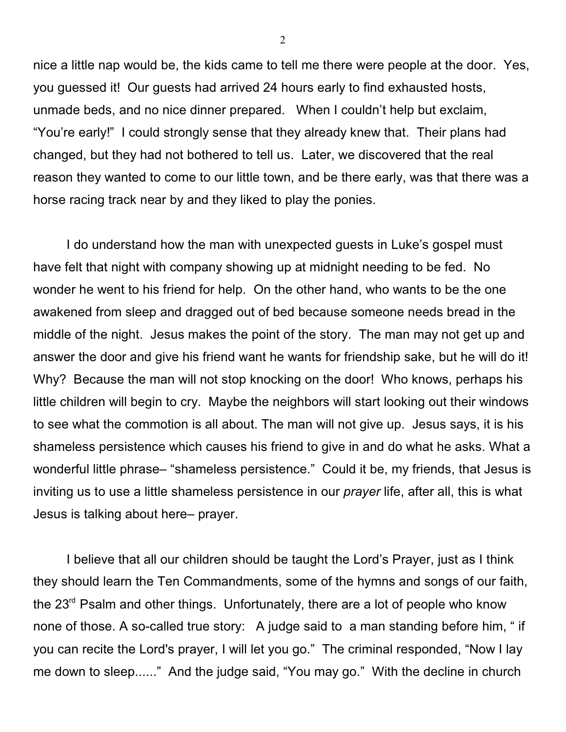nice a little nap would be, the kids came to tell me there were people at the door. Yes, you guessed it! Our guests had arrived 24 hours early to find exhausted hosts, unmade beds, and no nice dinner prepared. When I couldn't help but exclaim, "You're early!" I could strongly sense that they already knew that. Their plans had changed, but they had not bothered to tell us. Later, we discovered that the real reason they wanted to come to our little town, and be there early, was that there was a horse racing track near by and they liked to play the ponies.

I do understand how the man with unexpected guests in Luke's gospel must have felt that night with company showing up at midnight needing to be fed. No wonder he went to his friend for help. On the other hand, who wants to be the one awakened from sleep and dragged out of bed because someone needs bread in the middle of the night. Jesus makes the point of the story. The man may not get up and answer the door and give his friend want he wants for friendship sake, but he will do it! Why? Because the man will not stop knocking on the door! Who knows, perhaps his little children will begin to cry. Maybe the neighbors will start looking out their windows to see what the commotion is all about. The man will not give up. Jesus says, it is his shameless persistence which causes his friend to give in and do what he asks. What a wonderful little phrase– "shameless persistence." Could it be, my friends, that Jesus is inviting us to use a little shameless persistence in our *prayer* life, after all, this is what Jesus is talking about here– prayer.

I believe that all our children should be taught the Lord's Prayer, just as I think they should learn the Ten Commandments, some of the hymns and songs of our faith, the 23rd Psalm and other things. Unfortunately, there are a lot of people who know none of those. A so-called true story: A judge said to a man standing before him, " if you can recite the Lord's prayer, I will let you go." The criminal responded, "Now I lay me down to sleep......" And the judge said, "You may go." With the decline in church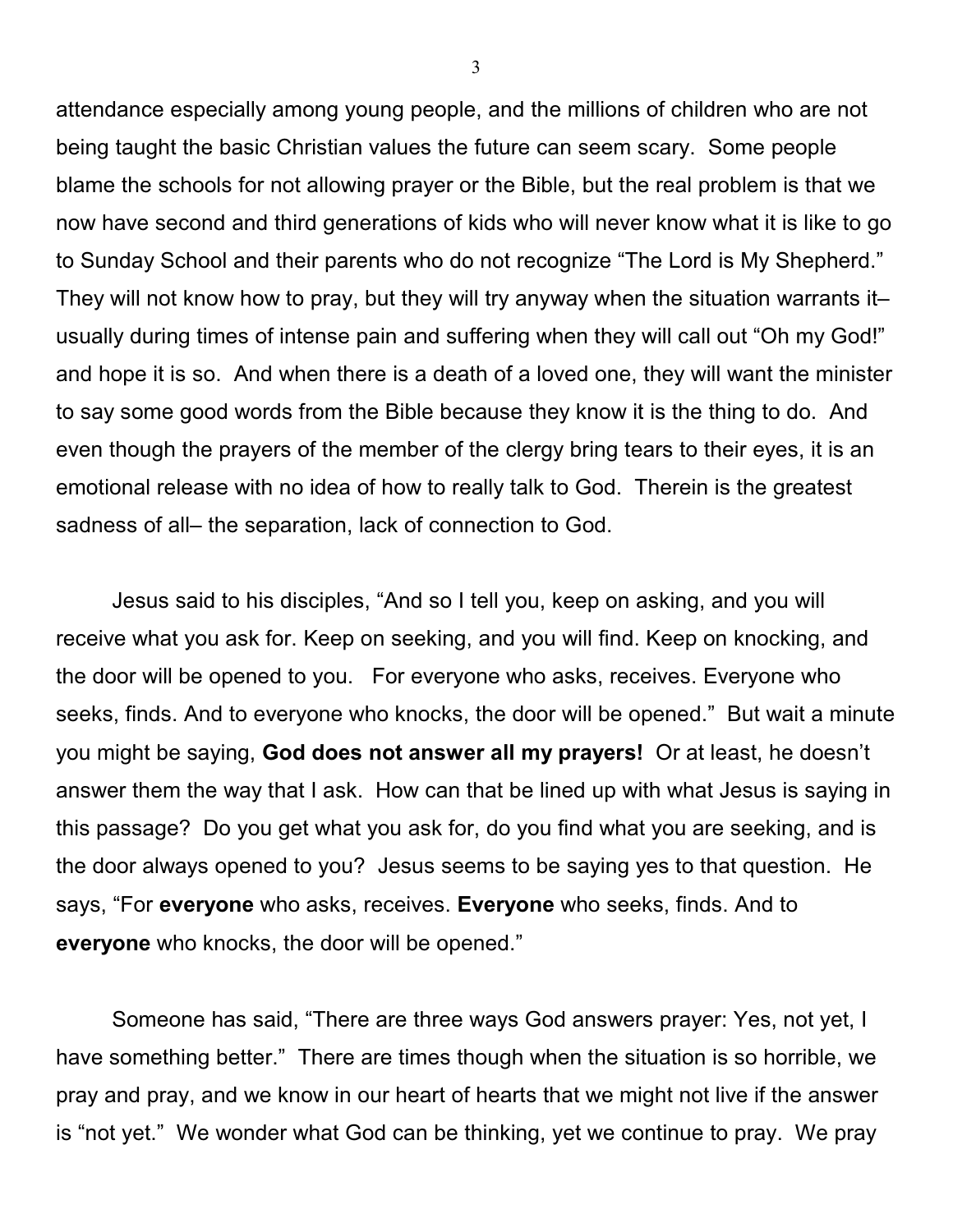attendance especially among young people, and the millions of children who are not being taught the basic Christian values the future can seem scary. Some people blame the schools for not allowing prayer or the Bible, but the real problem is that we now have second and third generations of kids who will never know what it is like to go to Sunday School and their parents who do not recognize "The Lord is My Shepherd." They will not know how to pray, but they will try anyway when the situation warrants it– usually during times of intense pain and suffering when they will call out "Oh my God!" and hope it is so. And when there is a death of a loved one, they will want the minister to say some good words from the Bible because they know it is the thing to do. And even though the prayers of the member of the clergy bring tears to their eyes, it is an emotional release with no idea of how to really talk to God. Therein is the greatest sadness of all– the separation, lack of connection to God.

Jesus said to his disciples, "And so I tell you, keep on asking, and you will receive what you ask for. Keep on seeking, and you will find. Keep on knocking, and the door will be opened to you. For everyone who asks, receives. Everyone who seeks, finds. And to everyone who knocks, the door will be opened." But wait a minute you might be saying, **God does not answer all my prayers!** Or at least, he doesn't answer them the way that I ask. How can that be lined up with what Jesus is saying in this passage? Do you get what you ask for, do you find what you are seeking, and is the door always opened to you? Jesus seems to be saying yes to that question. He says, "For **everyone** who asks, receives. **Everyone** who seeks, finds. And to **everyone** who knocks, the door will be opened."

Someone has said, "There are three ways God answers prayer: Yes, not yet, I have something better." There are times though when the situation is so horrible, we pray and pray, and we know in our heart of hearts that we might not live if the answer is "not yet." We wonder what God can be thinking, yet we continue to pray. We pray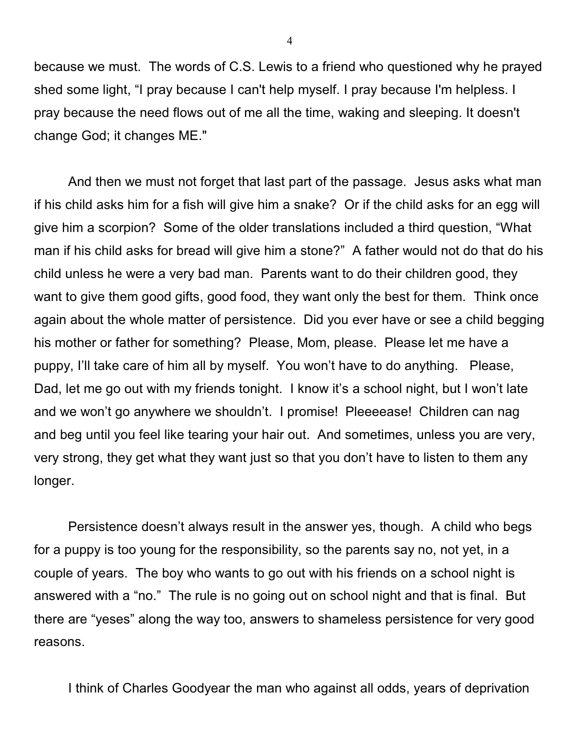because we must. The words of C.S. Lewis to a friend who questioned why he prayed shed some light, "I pray because I can't help myself. I pray because I'm helpless. I pray because the need flows out of me all the time, waking and sleeping. It doesn't change God; it changes ME."

And then we must not forget that last part of the passage. Jesus asks what man if his child asks him for a fish will give him a snake? Or if the child asks for an egg will give him a scorpion? Some of the older translations included a third question, "What man if his child asks for bread will give him a stone?" A father would not do that do his child unless he were a very bad man. Parents want to do their children good, they want to give them good gifts, good food, they want only the best for them. Think once again about the whole matter of persistence. Did you ever have or see a child begging his mother or father for something? Please, Mom, please. Please let me have a puppy, I'll take care of him all by myself. You won't have to do anything. Please, Dad, let me go out with my friends tonight. I know it's a school night, but I won't late and we won't go anywhere we shouldn't. I promise! Pleeeease! Children can nag and beg until you feel like tearing your hair out. And sometimes, unless you are very, very strong, they get what they want just so that you don't have to listen to them any longer.

Persistence doesn't always result in the answer yes, though. A child who begs for a puppy is too young for the responsibility, so the parents say no, not yet, in a couple of years. The boy who wants to go out with his friends on a school night is answered with a "no." The rule is no going out on school night and that is final. But there are "yeses" along the way too, answers to shameless persistence for very good reasons.

I think of Charles Goodyear the man who against all odds, years of deprivation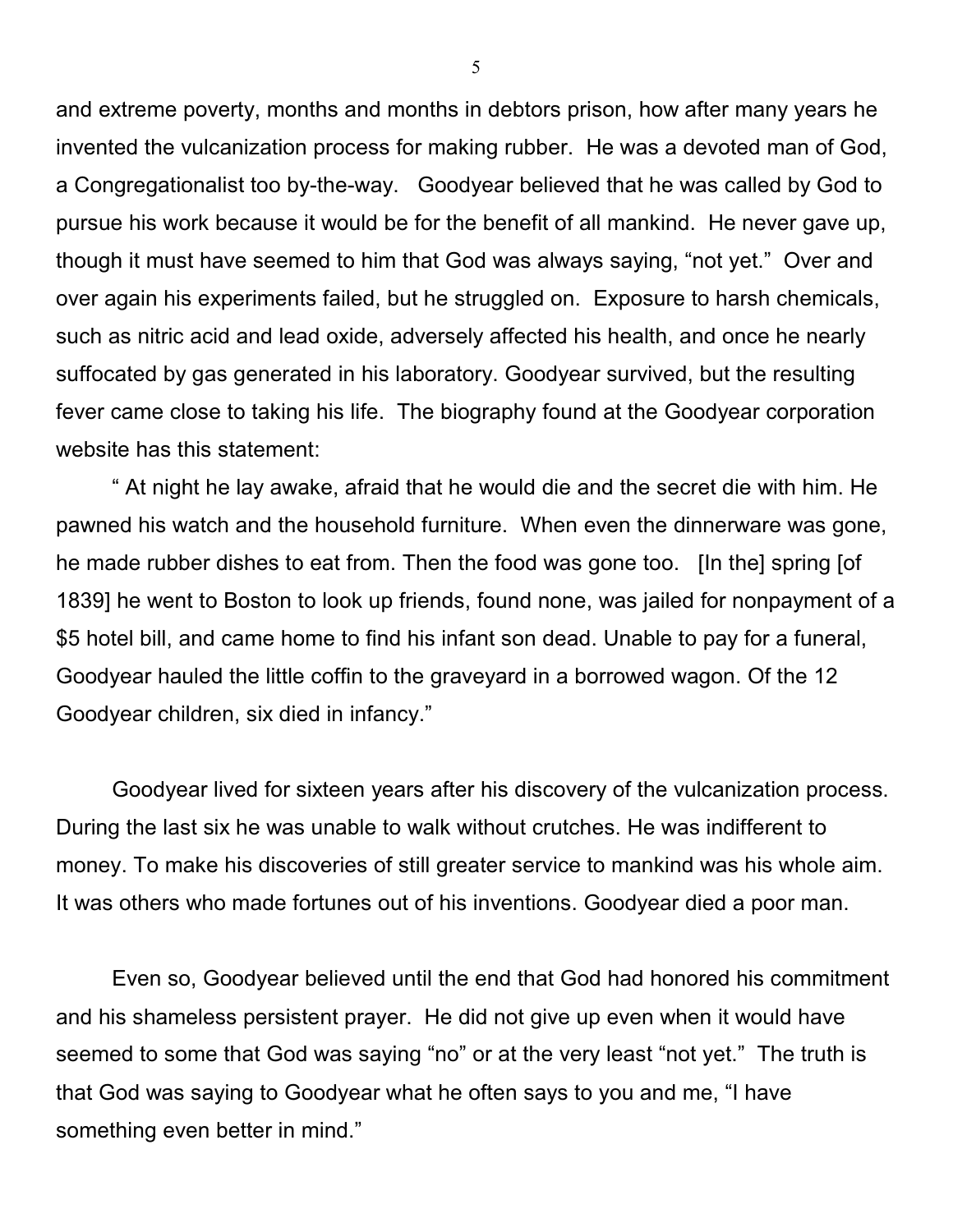and extreme poverty, months and months in debtors prison, how after many years he invented the vulcanization process for making rubber. He was a devoted man of God, a Congregationalist too by-the-way. Goodyear believed that he was called by God to pursue his work because it would be for the benefit of all mankind. He never gave up, though it must have seemed to him that God was always saying, "not yet." Over and over again his experiments failed, but he struggled on. Exposure to harsh chemicals, such as nitric acid and lead oxide, adversely affected his health, and once he nearly suffocated by gas generated in his laboratory. Goodyear survived, but the resulting fever came close to taking his life. The biography found at the Goodyear corporation website has this statement:

" At night he lay awake, afraid that he would die and the secret die with him. He pawned his watch and the household furniture. When even the dinnerware was gone, he made rubber dishes to eat from. Then the food was gone too. [In the] spring [of 1839] he went to Boston to look up friends, found none, was jailed for nonpayment of a $5 hotel bill, and came home to find his infant son dead. Unable to pay for a funeral, Goodyear hauled the little coffin to the graveyard in a borrowed wagon. Of the 12 Goodyear children, six died in infancy."

Goodyear lived for sixteen years after his discovery of the vulcanization process. During the last six he was unable to walk without crutches. He was indifferent to money. To make his discoveries of still greater service to mankind was his whole aim. It was others who made fortunes out of his inventions. Goodyear died a poor man.

Even so, Goodyear believed until the end that God had honored his commitment and his shameless persistent prayer. He did not give up even when it would have seemed to some that God was saying "no" or at the very least "not yet." The truth is that God was saying to Goodyear what he often says to you and me, "I have something even better in mind."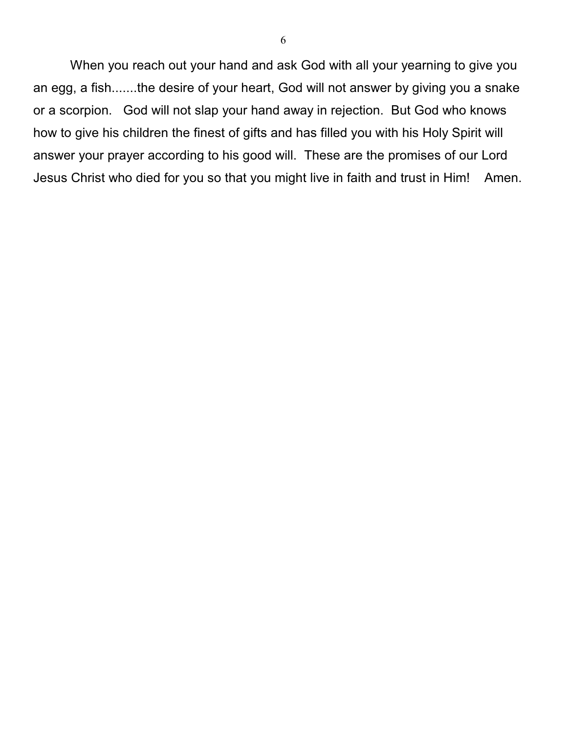When you reach out your hand and ask God with all your yearning to give you an egg, a fish.......the desire of your heart, God will not answer by giving you a snake or a scorpion. God will not slap your hand away in rejection. But God who knows how to give his children the finest of gifts and has filled you with his Holy Spirit will answer your prayer according to his good will. These are the promises of our Lord Jesus Christ who died for you so that you might live in faith and trust in Him! Amen.